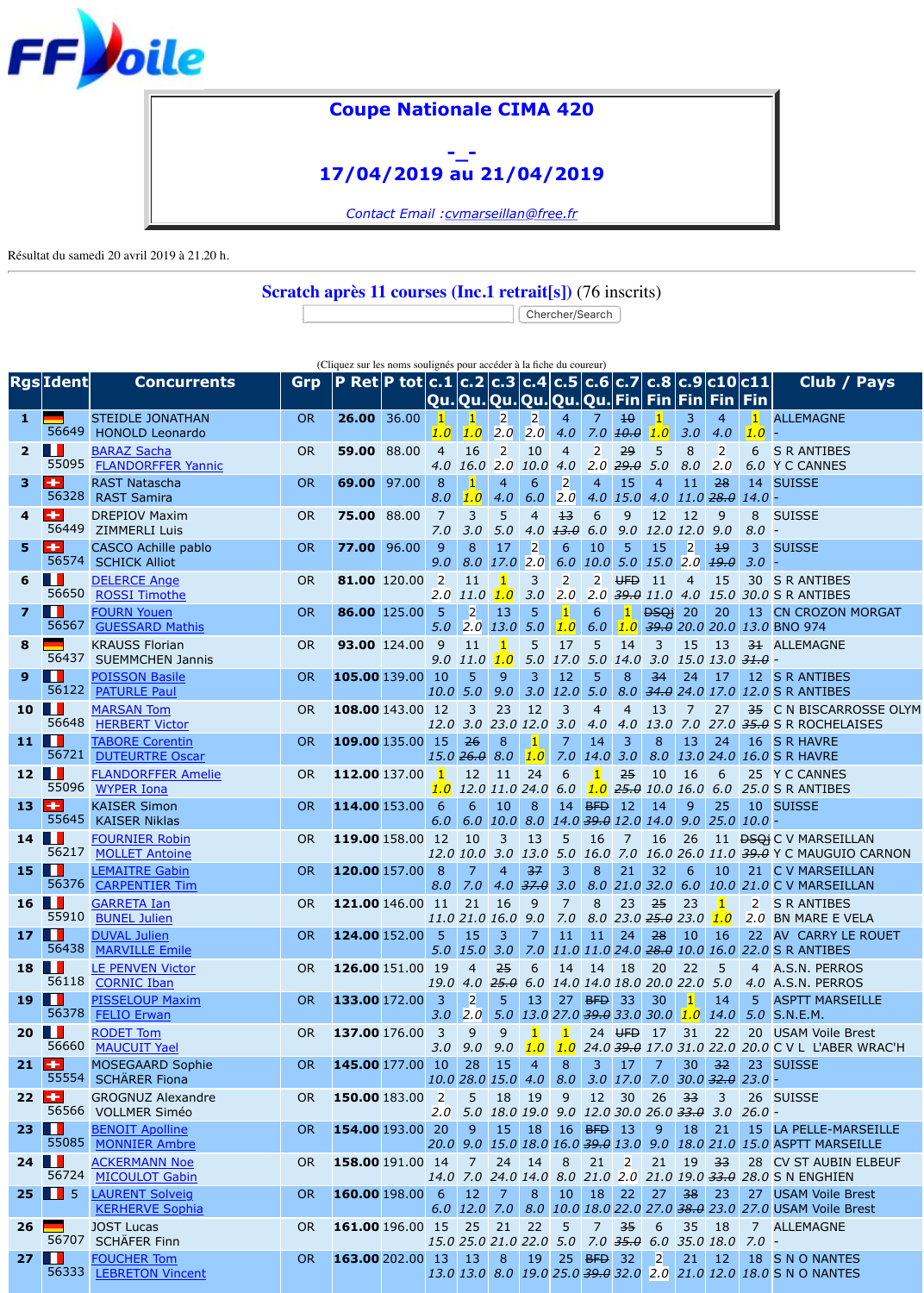FFVoile

## Coupe Nationale CIMA 420

-_-

## 17/04/2019 au 21/04/2019

*Contact Email :cvmarseillan@free.fr*

Résultat du samedi 20 avril 2019 à 21.20 h.

### Scratch après 11 courses (Inc.1 retrait[s]) (76 inscrits)

Chercher/Search

(Cliquez sur les noms soulignés pour accéder à la fiche du coureur)

| Rgs | Ident | Concurrents | Grp | P Ret | P tot | c.1 Qu. | c.2 Qu. | c.3 Qu. | c.4 Qu. | c.5 Qu. | c.6 Qu. | c.7 Fin | c.8 Fin | c.9 Fin | c10 Fin | c11 Fin | Club / Pays |
|---|---|---|---|---|---|---|---|---|---|---|---|---|---|---|---|---|---|
| 1 | 56649 | STEIDLE JONATHAN<br>HONOLD Leonardo | OR | 26.00 | 36.00 | 1<br>1.0 | 1<br>1.0 | 2<br>2.0 | 2<br>2.0 | 4<br>4.0 | 7<br>7.0 | ~~10~~<br>~~10.0~~ | 1<br>1.0 | 3<br>3.0 | 4<br>4.0 | 1<br>1.0 | ALLEMAGNE<br>- |
| 2 | 55095 | BARAZ Sacha<br>FLANDORFFER Yannic | OR | 59.00 | 88.00 | 4<br>4.0 | 16<br>16.0 | 2<br>2.0 | 10<br>10.0 | 4<br>4.0 | 2<br>2.0 | ~~29~~<br>~~29.0~~ | 5<br>5.0 | 8<br>8.0 | 2<br>2.0 | 6<br>6.0 | S R ANTIBES<br>Y C CANNES |
| 3 | 56328 | RAST Natascha<br>RAST Samira | OR | 69.00 | 97.00 | 8<br>8.0 | 1<br>1.0 | 4<br>4.0 | 6<br>6.0 | 2<br>2.0 | 4<br>4.0 | 15<br>15.0 | 4<br>4.0 | 11<br>11.0 | ~~28~~<br>~~28.0~~ | 14<br>14.0 | SUISSE<br>- |
| 4 | 56449 | DREPIOV Maxim<br>ZIMMERLI Luis | OR | 75.00 | 88.00 | 7<br>7.0 | 3<br>3.0 | 5<br>5.0 | 4<br>4.0 | ~~13~~<br>~~13.0~~ | 6<br>6.0 | 9<br>9.0 | 12<br>12.0 | 12<br>12.0 | 9<br>9.0 | 8<br>8.0 | SUISSE<br>- |
| 5 | 56574 | CASCO Achille pablo<br>SCHICK Alliot | OR | 77.00 | 96.00 | 9<br>9.0 | 8<br>8.0 | 17<br>17.0 | 2<br>2.0 | 6<br>6.0 | 10<br>10.0 | 5<br>5.0 | 15<br>15.0 | 2<br>2.0 | ~~19~~<br>~~19.0~~ | 3<br>3.0 | SUISSE<br>- |
| 6 | 56650 | DELERCE Ange<br>ROSSI Timothe | OR | 81.00 | 120.00 | 2<br>2.0 | 11<br>11.0 | 1<br>1.0 | 3<br>3.0 | 2<br>2.0 | 2<br>2.0 | ~~UFD~~<br>~~39.0~~ | 11<br>11.0 | 4<br>4.0 | 15<br>15.0 | 30<br>30.0 | S R ANTIBES<br>S R ANTIBES |
| 7 | 56567 | FOURN Youen<br>GUESSARD Mathis | OR | 86.00 | 125.00 | 5<br>5.0 | 2<br>2.0 | 13<br>13.0 | 5<br>5.0 | 1<br>1.0 | 6<br>6.0 | 1<br>1.0 | ~~DSQj~~<br>~~39.0~~ | 20<br>20.0 | 20<br>20.0 | 13<br>13.0 | CN CROZON MORGAT<br>BNO 974 |
| 8 | 56437 | KRAUSS Florian<br>SUEMMCHEN Jannis | OR | 93.00 | 124.00 | 9<br>9.0 | 11<br>11.0 | 1<br>1.0 | 5<br>5.0 | 17<br>17.0 | 5<br>5.0 | 14<br>14.0 | 3<br>3.0 | 15<br>15.0 | 13<br>13.0 | ~~31~~<br>~~31.0~~ | ALLEMAGNE<br>- |
| 9 | 56122 | POISSON Basile<br>PATURLE Paul | OR | 105.00 | 139.00 | 10<br>10.0 | 5<br>5.0 | 9<br>9.0 | 3<br>3.0 | 12<br>12.0 | 5<br>5.0 | 8<br>8.0 | ~~34~~<br>~~34.0~~ | 24<br>24.0 | 17<br>17.0 | 12<br>12.0 | S R ANTIBES<br>S R ANTIBES |
| 10 | 56648 | MARSAN Tom<br>HERBERT Victor | OR | 108.00 | 143.00 | 12<br>12.0 | 3<br>3.0 | 23<br>23.0 | 12<br>12.0 | 3<br>3.0 | 4<br>4.0 | 4<br>4.0 | 13<br>13.0 | 7<br>7.0 | 27<br>27.0 | ~~35~~<br>~~35.0~~ | C N BISCARROSSE OLYM<br>S R ROCHELAISES |
| 11 | 56721 | TABORE Corentin<br>DUTEURTRE Oscar | OR | 109.00 | 135.00 | 15<br>15.0 | ~~26~~<br>~~26.0~~ | 8<br>8.0 | 1<br>1.0 | 7<br>7.0 | 14<br>14.0 | 3<br>3.0 | 8<br>8.0 | 13<br>13.0 | 24<br>24.0 | 16<br>16.0 | S R HAVRE<br>S R HAVRE |
| 12 | 55096 | DORFFER Amelie<br>WYPER Iona | OR | 112.00 | 137.00 | 1<br>1.0 | 12<br>12.0 | 11<br>11.0 | 24<br>24.0 | 6<br>6.0 | 1<br>1.0 | ~~25~~<br>~~25.0~~ | 10<br>10.0 | 16<br>16.0 | 6<br>6.0 | 25<br>25.0 | Y C CANNES<br>S R ANTIBES |
| 13 | 55645 | KAISER Simon<br>KAISER Niklas | OR | 114.00 | 153.00 | 6<br>6.0 | 6<br>6.0 | 10<br>10.0 | 8<br>8.0 | 14<br>14.0 | ~~BFD~~<br>~~39.0~~ | 12<br>12.0 | 14<br>14.0 | 9<br>9.0 | 25<br>25.0 | 10<br>10.0 | SUISSE<br>- |
| 14 | 56217 | FOURNIER Robin<br>MOLLET Antoine | OR | 119.00 | 158.00 | 12<br>12.0 | 10<br>10.0 | 3<br>3.0 | 13<br>13.0 | 5<br>5.0 | 16<br>16.0 | 7<br>7.0 | 16<br>16.0 | 26<br>26.0 | 11<br>11.0 | ~~DSQj~~<br>~~39.0~~ | C V MARSEILLAN<br>Y C MAUGUIO CARNON |
| 15 | 56376 | LEMAITRE Gabin<br>CARPENTIER Tim | OR | 120.00 | 157.00 | 8<br>8.0 | 7<br>7.0 | 4<br>4.0 | ~~37~~<br>~~37.0~~ | 3<br>3.0 | 8<br>8.0 | 21<br>21.0 | 32<br>32.0 | 6<br>6.0 | 10<br>10.0 | 21<br>21.0 | C V MARSEILLAN<br>C V MARSEILLAN |
| 16 | 55910 | GARRETA Ian<br>BUNEL Julien | OR | 121.00 | 146.00 | 11<br>11.0 | 21<br>21.0 | 16<br>16.0 | 9<br>9.0 | 7<br>7.0 | 8<br>8.0 | 23<br>23.0 | ~~25~~<br>~~25.0~~ | 23<br>23.0 | 1<br>1.0 | 2<br>2.0 | S R ANTIBES<br>BN MARE E VELA |
| 17 | 56438 | DUVAL Julien<br>MARVILLE Emile | OR | 124.00 | 152.00 | 5<br>5.0 | 15<br>15.0 | 3<br>3.0 | 7<br>7.0 | 11<br>11.0 | 11<br>11.0 | 24<br>24.0 | ~~28~~<br>~~28.0~~ | 10<br>10.0 | 16<br>16.0 | 22<br>22.0 | AV CARRY LE ROUET<br>S R ANTIBES |
| 18 | 56118 | LE PENVEN Victor<br>CORNIC Iban | OR | 126.00 | 151.00 | 19<br>19.0 | 4<br>4.0 | ~~25~~<br>~~25.0~~ | 6<br>6.0 | 14<br>14.0 | 14<br>14.0 | 18<br>18.0 | 20<br>20.0 | 22<br>22.0 | 5<br>5.0 | 4<br>4.0 | A.S.N. PERROS<br>A.S.N. PERROS |
| 19 | 56378 | PISSELOUP Maxim<br>FELIO Erwan | OR | 133.00 | 172.00 | 3<br>3.0 | 2<br>2.0 | 5<br>5.0 | 13<br>13.0 | 27<br>27.0 | ~~BFD~~<br>~~39.0~~ | 33<br>33.0 | 30<br>30.0 | 1<br>1.0 | 14<br>14.0 | 5<br>5.0 | ASPTT MARSEILLE<br>S.N.E.M. |
| 20 | 56660 | RODET Tom<br>MAUCUIT Yael | OR | 137.00 | 176.00 | 3<br>3.0 | 9<br>9.0 | 9<br>9.0 | 1<br>1.0 | 1<br>1.0 | 24<br>24.0 | ~~UFD~~<br>~~39.0~~ | 17<br>17.0 | 31<br>31.0 | 22<br>22.0 | 20<br>20.0 | USAM Voile Brest<br>C V L L'ABER WRAC'H |
| 21 | 55554 | MOSEGAARD Sophie<br>SCHÄRER Fiona | OR | 145.00 | 177.00 | 10<br>10.0 | 28<br>28.0 | 15<br>15.0 | 4<br>4.0 | 8<br>8.0 | 3<br>3.0 | 17<br>17.0 | 7<br>7.0 | 30<br>30.0 | ~~32~~<br>~~32.0~~ | 23<br>23.0 | SUISSE<br>- |
| 22 | 56566 | GROGNUZ Alexandre<br>VOLLMER Siméo | OR | 150.00 | 183.00 | 2<br>2.0 | 5<br>5.0 | 18<br>18.0 | 19<br>19.0 | 9<br>9.0 | 12<br>12.0 | 30<br>30.0 | 26<br>26.0 | ~~33~~<br>~~33.0~~ | 3<br>3.0 | 26<br>26.0 | SUISSE<br>- |
| 23 | 55085 | BENOIT Apolline<br>MONNIER Ambre | OR | 154.00 | 193.00 | 20<br>20.0 | 9<br>9.0 | 15<br>15.0 | 18<br>18.0 | 16<br>16.0 | ~~BFD~~<br>~~39.0~~ | 13<br>13.0 | 9<br>9.0 | 18<br>18.0 | 21<br>21.0 | 15<br>15.0 | LA PELLE-MARSEILLE<br>ASPTT MARSEILLE |
| 24 | 56724 | ACKERMANN Noe<br>MICOULOT Gabin | OR | 158.00 | 191.00 | 14<br>14.0 | 7<br>7.0 | 24<br>24.0 | 14<br>14.0 | 8<br>8.0 | 21<br>21.0 | 2<br>2.0 | 21<br>21.0 | 19<br>19.0 | ~~33~~<br>~~33.0~~ | 28<br>28.0 | CV ST AUBIN ELBEUF<br>S N ENGHIEN |
| 25 | 5 | LAURENT Solveig<br>KERHERVE Sophia | OR | 160.00 | 198.00 | 6<br>6.0 | 12<br>12.0 | 7<br>7.0 | 8<br>8.0 | 10<br>10.0 | 18<br>18.0 | 22<br>22.0 | 27<br>27.0 | ~~38~~<br>~~38.0~~ | 23<br>23.0 | 27<br>27.0 | USAM Voile Brest<br>USAM Voile Brest |
| 26 | 56707 | JOST Lucas<br>SCHÄFER Finn | OR | 161.00 | 196.00 | 15<br>15.0 | 25<br>25.0 | 21<br>21.0 | 22<br>22.0 | 5<br>5.0 | 7<br>7.0 | ~~35~~<br>~~35.0~~ | 6<br>6.0 | 35<br>35.0 | 18<br>18.0 | 7<br>7.0 | ALLEMAGNE<br>- |
| 27 | 56333 | FOUCHER Tom<br>LEBRETON Vincent | OR | 163.00 | 202.00 | 13<br>13.0 | 13<br>13.0 | 8<br>8.0 | 19<br>19.0 | 25<br>25.0 | ~~BFD~~<br>~~39.0~~ | 32<br>32.0 | 2<br>2.0 | 21<br>21.0 | 12<br>12.0 | 18<br>18.0 | S N O NANTES<br>S N O NANTES |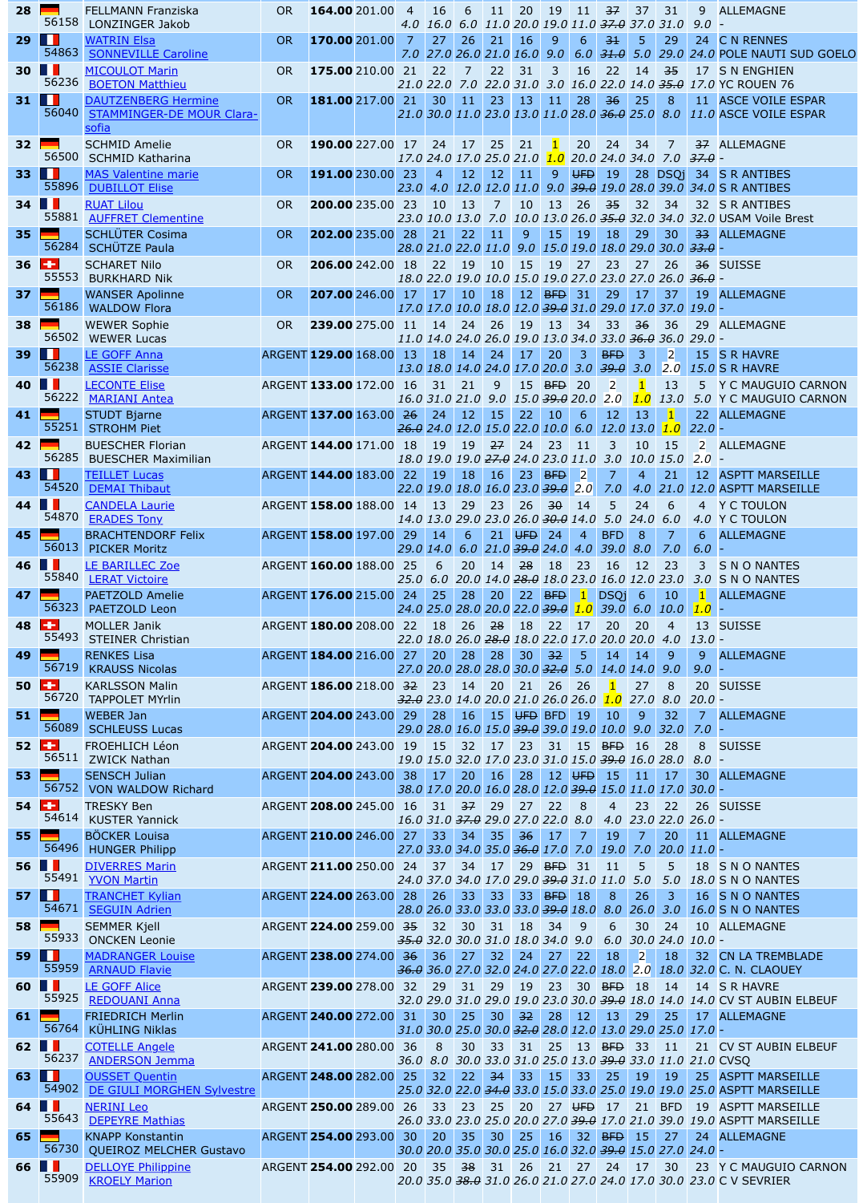| | | | | | | | | | | | | | | | | |
|---|---|---|---|---|---|---|---|---|---|---|---|---|---|---|---|---|
| 28 | 56158 | FELLMANN Franziska / LONZINGER Jakob | OR | 164.00 | 201.00 | 4 / 4.0 | 16 / 16.0 | 6 / 6.0 | 11 / 11.0 | 20 / 20.0 | 19 / 19.0 | 11 / 11.0 | ~~37~~ / ~~37.0~~ | 37 / 37.0 | 31 / 31.0 | 9 / 9.0 | ALLEMAGNE / - |
| 29 | 54863 | WATRIN Elsa / SONNEVILLE Caroline | OR | 170.00 | 201.00 | 7 / 7.0 | 27 / 27.0 | 26 / 26.0 | 21 / 21.0 | 16 / 16.0 | 9 / 9.0 | 6 / 6.0 | ~~31~~ / ~~31.0~~ | 5 / 5.0 | 29 / 29.0 | 24 / 24.0 | C N RENNES / POLE NAUTI SUD GOELO |
| 30 | 56236 | MICOULOT Marin / BOETON Matthieu | OR | 175.00 | 210.00 | 21 / 21.0 | 22 / 22.0 | 7 / 7.0 | 22 / 22.0 | 31 / 31.0 | 3 / 3.0 | 16 / 16.0 | 22 / 22.0 | 14 / 14.0 | ~~35~~ / ~~35.0~~ | 17 / 17.0 | S N ENGHIEN / YC ROUEN 76 |
| 31 | 56040 | DAUTZENBERG Hermine / STAMMINGER-DE MOUR Clara-sofia | OR | 181.00 | 217.00 | 21 / 21.0 | 30 / 30.0 | 11 / 11.0 | 23 / 23.0 | 13 / 13.0 | 11 / 11.0 | 28 / 28.0 | ~~36~~ / ~~36.0~~ | 25 / 25.0 | 8 / 8.0 | 11 / 11.0 | ASCE VOILE ESPAR / ASCE VOILE ESPAR |
| 32 | 56500 | SCHMID Amelie / SCHMID Katharina | OR | 190.00 | 227.00 | 17 / 17.0 | 24 / 24.0 | 17 / 17.0 | 25 / 25.0 | 21 / 21.0 | 1 / 1.0 | 20 / 20.0 | 24 / 24.0 | 34 / 34.0 | 7 / 7.0 | ~~37~~ / ~~37.0~~ | ALLEMAGNE / - |
| 33 | 55896 | MAS Valentine marie / DUBILLOT Elise | OR | 191.00 | 230.00 | 23 / 23.0 | 4 / 4.0 | 12 / 12.0 | 12 / 12.0 | 11 / 11.0 | 9 / 9.0 | ~~UFD~~ / ~~39.0~~ | 19 / 19.0 | 28 / 28.0 | DSQj / 39.0 | 34 / 34.0 | S R ANTIBES / S R ANTIBES |
| 34 | 55881 | RUAT Lilou / AUFFRET Clementine | OR | 200.00 | 235.00 | 23 / 23.0 | 10 / 10.0 | 13 / 13.0 | 7 / 7.0 | 10 / 10.0 | 13 / 13.0 | 26 / 26.0 | ~~35~~ / ~~35.0~~ | 32 / 32.0 | 34 / 34.0 | 32 / 32.0 | S R ANTIBES / USAM Voile Brest |
| 35 | 56284 | SCHLÜTER Cosima / SCHÜTZE Paula | OR | 202.00 | 235.00 | 28 / 28.0 | 21 / 21.0 | 22 / 22.0 | 11 / 11.0 | 9 / 9.0 | 15 / 15.0 | 19 / 19.0 | 18 / 18.0 | 29 / 29.0 | 30 / 30.0 | ~~33~~ / ~~33.0~~ | ALLEMAGNE / - |
| 36 | 55553 | SCHARET Nilo / BURKHARD Nik | OR | 206.00 | 242.00 | 18 / 18.0 | 22 / 22.0 | 19 / 19.0 | 10 / 10.0 | 15 / 15.0 | 19 / 19.0 | 27 / 27.0 | 23 / 23.0 | 27 / 27.0 | 26 / 26.0 | ~~36~~ / ~~36.0~~ | SUISSE / - |
| 37 | 56186 | WANSER Apolinne / WALDOW Flora | OR | 207.00 | 246.00 | 17 / 17.0 | 17 / 17.0 | 10 / 10.0 | 18 / 18.0 | 12 / 12.0 | ~~BFD~~ / ~~39.0~~ | 31 / 31.0 | 29 / 29.0 | 17 / 17.0 | 37 / 37.0 | 19 / 19.0 | ALLEMAGNE / - |
| 38 | 56502 | WEWER Sophie / WEWER Lucas | OR | 239.00 | 275.00 | 11 / 11.0 | 14 / 14.0 | 24 / 24.0 | 26 / 26.0 | 19 / 19.0 | 13 / 13.0 | 34 / 34.0 | 33 / 33.0 | ~~36~~ / ~~36.0~~ | 36 / 36.0 | 29 / 29.0 | ALLEMAGNE / - |
| 39 | 56238 | LE GOFF Anna / ASSIE Clarisse | ARGENT | 129.00 | 168.00 | 13 / 13.0 | 18 / 18.0 | 14 / 14.0 | 24 / 24.0 | 17 / 17.0 | 20 / 20.0 | 3 / 3.0 | ~~BFD~~ / ~~39.0~~ | 3 / 3.0 | 2 / 2.0 | 15 / 15.0 | S R HAVRE / S R HAVRE |
| 40 | 56222 | LECONTE Elise / MARIANI Antea | ARGENT | 133.00 | 172.00 | 16 / 16.0 | 31 / 31.0 | 21 / 21.0 | 9 / 9.0 | 15 / 15.0 | ~~BFD~~ / ~~39.0~~ | 20 / 20.0 | 2 / 2.0 | 1 / 1.0 | 13 / 13.0 | 5 / 5.0 | Y C MAUGUIO CARNON / Y C MAUGUIO CARNON |
| 41 | 55251 | STUDT Bjarne / STROHM Piet | ARGENT | 137.00 | 163.00 | ~~26~~ / ~~26.0~~ | 24 / 24.0 | 12 / 12.0 | 15 / 15.0 | 22 / 22.0 | 10 / 10.0 | 6 / 6.0 | 12 / 12.0 | 13 / 13.0 | 1 / 1.0 | 22 / 22.0 | ALLEMAGNE / - |
| 42 | 56285 | BUESCHER Florian / BUESCHER Maximilian | ARGENT | 144.00 | 171.00 | 18 / 18.0 | 19 / 19.0 | 19 / 19.0 | ~~27~~ / ~~27.0~~ | 24 / 24.0 | 23 / 23.0 | 11 / 11.0 | 3 / 3.0 | 10 / 10.0 | 15 / 15.0 | 2 / 2.0 | ALLEMAGNE / - |
| 43 | 54520 | TEILLET Lucas / DEMAI Thibaut | ARGENT | 144.00 | 183.00 | 22 / 22.0 | 19 / 19.0 | 18 / 18.0 | 16 / 16.0 | 23 / 23.0 | ~~BFD~~ / ~~39.0~~ | 2 / 2.0 | 7 / 7.0 | 4 / 4.0 | 21 / 21.0 | 12 / 12.0 | ASPTT MARSEILLE / ASPTT MARSEILLE |
| 44 | 54870 | CANDELA Laurie / ERADES Tony | ARGENT | 158.00 | 188.00 | 14 / 14.0 | 13 / 13.0 | 29 / 29.0 | 23 / 23.0 | 26 / 26.0 | ~~30~~ / ~~30.0~~ | 14 / 14.0 | 5 / 5.0 | 24 / 24.0 | 6 / 6.0 | 4 / 4.0 | Y C TOULON / Y C TOULON |
| 45 | 56013 | BRACHTENDORF Felix / PICKER Moritz | ARGENT | 158.00 | 197.00 | 29 / 29.0 | 14 / 14.0 | 6 / 6.0 | 21 / 21.0 | ~~UFD~~ / ~~39.0~~ | 24 / 24.0 | 4 / 4.0 | BFD / 39.0 | 8 / 8.0 | 7 / 7.0 | 6 / 6.0 | ALLEMAGNE / - |
| 46 | 55840 | LE BARILLEC Zoe / LERAT Victoire | ARGENT | 160.00 | 188.00 | 25 / 25.0 | 6 / 6.0 | 20 / 20.0 | 14 / 14.0 | ~~28~~ / ~~28.0~~ | 18 / 18.0 | 23 / 23.0 | 16 / 16.0 | 12 / 12.0 | 23 / 23.0 | 3 / 3.0 | S N O NANTES / S N O NANTES |
| 47 | 56323 | PAETZOLD Amelie / PAETZOLD Leon | ARGENT | 176.00 | 215.00 | 24 / 24.0 | 25 / 25.0 | 28 / 28.0 | 20 / 20.0 | 22 / 22.0 | ~~BFD~~ / ~~39.0~~ | 1 / 1.0 | DSQj / 39.0 | 6 / 6.0 | 10 / 10.0 | 1 / 1.0 | ALLEMAGNE / - |
| 48 | 55493 | MOLLER Janik / STEINER Christian | ARGENT | 180.00 | 208.00 | 22 / 22.0 | 18 / 18.0 | 26 / 26.0 | ~~28~~ / ~~28.0~~ | 18 / 18.0 | 22 / 22.0 | 17 / 17.0 | 20 / 20.0 | 20 / 20.0 | 4 / 4.0 | 13 / 13.0 | SUISSE / - |
| 49 | 56719 | RENKES Lisa / KRAUSS Nicolas | ARGENT | 184.00 | 216.00 | 27 / 27.0 | 20 / 20.0 | 28 / 28.0 | 28 / 28.0 | 30 / 30.0 | ~~32~~ / ~~32.0~~ | 5 / 5.0 | 14 / 14.0 | 14 / 14.0 | 9 / 9.0 | 9 / 9.0 | ALLEMAGNE / - |
| 50 | 56720 | KARLSSON Malin / TAPPOLET MYrlin | ARGENT | 186.00 | 218.00 | ~~32~~ / ~~32.0~~ | 23 / 23.0 | 14 / 14.0 | 20 / 20.0 | 21 / 21.0 | 26 / 26.0 | 26 / 26.0 | 1 / 1.0 | 27 / 27.0 | 8 / 8.0 | 20 / 20.0 | SUISSE / - |
| 51 | 56089 | WEBER Jan / SCHLEUSS Lucas | ARGENT | 204.00 | 243.00 | 29 / 29.0 | 28 / 28.0 | 16 / 16.0 | 15 / 15.0 | ~~UFD~~ / ~~39.0~~ | BFD / 39.0 | 19 / 19.0 | 10 / 10.0 | 9 / 9.0 | 32 / 32.0 | 7 / 7.0 | ALLEMAGNE / - |
| 52 | 56511 | FROEHLICH Léon / ZWICK Nathan | ARGENT | 204.00 | 243.00 | 19 / 19.0 | 15 / 15.0 | 32 / 32.0 | 17 / 17.0 | 23 / 23.0 | 31 / 31.0 | 15 / 15.0 | ~~BFD~~ / ~~39.0~~ | 16 / 16.0 | 28 / 28.0 | 8 / 8.0 | SUISSE / - |
| 53 | 56752 | SENSCH Julian / VON WALDOW Richard | ARGENT | 204.00 | 243.00 | 38 / 38.0 | 17 / 17.0 | 20 / 20.0 | 16 / 16.0 | 28 / 28.0 | 12 / 12.0 | ~~UFD~~ / ~~39.0~~ | 15 / 15.0 | 11 / 11.0 | 17 / 17.0 | 30 / 30.0 | ALLEMAGNE / - |
| 54 | 54614 | TRESKY Ben / KUSTER Yannick | ARGENT | 208.00 | 245.00 | 16 / 16.0 | 31 / 31.0 | ~~37~~ / ~~37.0~~ | 29 / 29.0 | 27 / 27.0 | 22 / 22.0 | 8 / 8.0 | 4 / 4.0 | 23 / 23.0 | 22 / 22.0 | 26 / 26.0 | SUISSE / - |
| 55 | 56496 | BÖCKER Louisa / HUNGER Philipp | ARGENT | 210.00 | 246.00 | 27 / 27.0 | 33 / 33.0 | 34 / 34.0 | 35 / 35.0 | ~~36~~ / ~~36.0~~ | 17 / 17.0 | 7 / 7.0 | 19 / 19.0 | 7 / 7.0 | 20 / 20.0 | 11 / 11.0 | ALLEMAGNE / - |
| 56 | 55491 | DIVERRES Marin / YVON Martin | ARGENT | 211.00 | 250.00 | 24 / 24.0 | 37 / 37.0 | 34 / 34.0 | 17 / 17.0 | 29 / 29.0 | ~~BFD~~ / ~~39.0~~ | 31 / 31.0 | 11 / 11.0 | 5 / 5.0 | 5 / 5.0 | 18 / 18.0 | S N O NANTES / S N O NANTES |
| 57 | 54671 | TRANCHET Kylian / SEGUIN Adrien | ARGENT | 224.00 | 263.00 | 28 / 28.0 | 26 / 26.0 | 33 / 33.0 | 33 / 33.0 | 33 / 33.0 | ~~BFD~~ / ~~39.0~~ | 18 / 18.0 | 8 / 8.0 | 26 / 26.0 | 3 / 3.0 | 16 / 16.0 | S N O NANTES / S N O NANTES |
| 58 | 55933 | SEMMER Kjell / ONCKEN Leonie | ARGENT | 224.00 | 259.00 | ~~35~~ / ~~35.0~~ | 32 / 32.0 | 30 / 30.0 | 31 / 31.0 | 18 / 18.0 | 34 / 34.0 | 9 / 9.0 | 6 / 6.0 | 30 / 30.0 | 24 / 24.0 | 10 / 10.0 | ALLEMAGNE / - |
| 59 | 55959 | MADRANGER Louise / ARNAUD Flavie | ARGENT | 238.00 | 274.00 | ~~36~~ / ~~36.0~~ | 36 / 36.0 | 27 / 27.0 | 32 / 32.0 | 24 / 24.0 | 27 / 27.0 | 22 / 22.0 | 18 / 18.0 | 2 / 2.0 | 18 / 18.0 | 32 / 32.0 | CN LA TREMBLADE / C. N. CLAOUEY |
| 60 | 55925 | LE GOFF Alice / REDOUANI Anna | ARGENT | 239.00 | 278.00 | 32 / 32.0 | 29 / 29.0 | 31 / 31.0 | 29 / 29.0 | 19 / 19.0 | 23 / 23.0 | 30 / 30.0 | ~~BFD~~ / ~~39.0~~ | 18 / 18.0 | 14 / 14.0 | 14 / 14.0 | S R HAVRE / CV ST AUBIN ELBEUF |
| 61 | 56764 | FRIEDRICH Merlin / KÜHLING Niklas | ARGENT | 240.00 | 272.00 | 31 / 31.0 | 30 / 30.0 | 25 / 25.0 | 30 / 30.0 | ~~32~~ / ~~32.0~~ | 28 / 28.0 | 12 / 12.0 | 13 / 13.0 | 29 / 29.0 | 25 / 25.0 | 17 / 17.0 | ALLEMAGNE / - |
| 62 | 56237 | COTELLE Angele / ANDERSON Jemma | ARGENT | 241.00 | 280.00 | 36 / 36.0 | 8 / 8.0 | 30 / 30.0 | 33 / 33.0 | 31 / 31.0 | 25 / 25.0 | 13 / 13.0 | ~~BFD~~ / ~~39.0~~ | 33 / 33.0 | 11 / 11.0 | 21 / 21.0 | CV ST AUBIN ELBEUF / CVSQ |
| 63 | 54902 | OUSSET Quentin / DE GIULI MORGHEN Sylvestre | ARGENT | 248.00 | 282.00 | 25 / 25.0 | 32 / 32.0 | 22 / 22.0 | ~~34~~ / ~~34.0~~ | 33 / 33.0 | 15 / 15.0 | 33 / 33.0 | 25 / 25.0 | 19 / 19.0 | 19 / 19.0 | 25 / 25.0 | ASPTT MARSEILLE / ASPTT MARSEILLE |
| 64 | 55643 | NERINI Leo / DEPEYRE Mathias | ARGENT | 250.00 | 289.00 | 26 / 26.0 | 33 / 33.0 | 23 / 23.0 | 25 / 25.0 | 20 / 20.0 | 27 / 27.0 | ~~UFD~~ / ~~39.0~~ | 17 / 17.0 | 21 / 21.0 | BFD / 39.0 | 19 / 19.0 | ASPTT MARSEILLE / ASPTT MARSEILLE |
| 65 | 56730 | KNAPP Konstantin / QUEIROZ MELCHER Gustavo | ARGENT | 254.00 | 293.00 | 30 / 30.0 | 20 / 20.0 | 35 / 35.0 | 30 / 30.0 | 25 / 25.0 | 16 / 16.0 | 32 / 32.0 | ~~BFD~~ / ~~39.0~~ | 15 / 15.0 | 27 / 27.0 | 24 / 24.0 | ALLEMAGNE / - |
| 66 | 55909 | DELLOYE Philippine / KROELY Marion | ARGENT | 254.00 | 292.00 | 20 / 20.0 | 35 / 35.0 | ~~38~~ / ~~38.0~~ | 31 / 31.0 | 26 / 26.0 | 21 / 21.0 | 27 / 27.0 | 24 / 24.0 | 17 / 17.0 | 30 / 30.0 | 23 / 23.0 | Y C MAUGUIO CARNON / C V SEVRIER |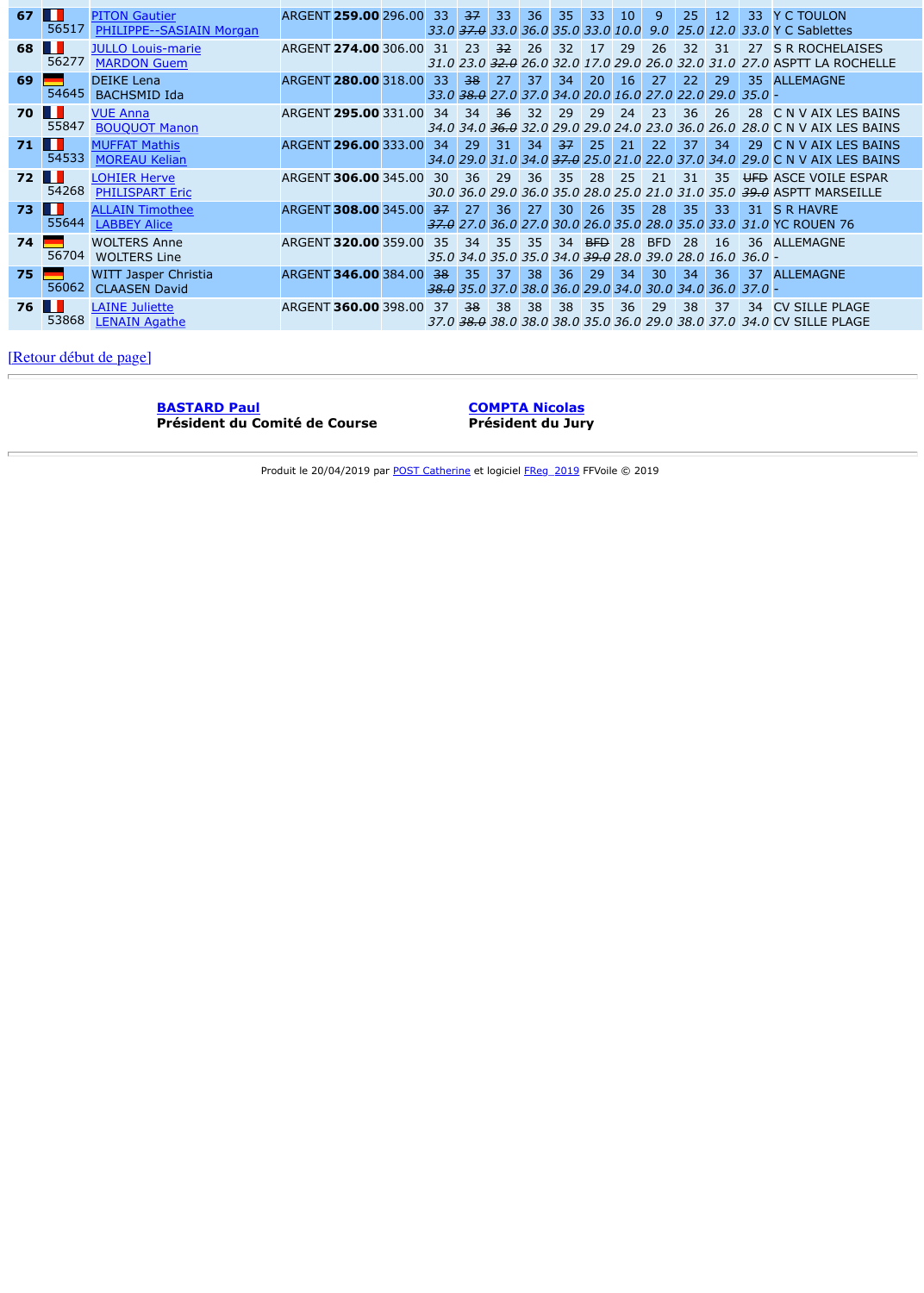| | | | | | | | | | | | | | | | | | | |
|---|---|---|---|---|---|---|---|---|---|---|---|---|---|---|---|---|---|---|
| 67 | 56517 | PITON Gautier<br>PHILIPPE--SASIAIN Morgan | ARGENT | **259.00** | 296.00 | 33<br>*33.0* | ~~37~~<br>~~*37.0*~~ | 33<br>*33.0* | 36<br>*36.0* | 35<br>*35.0* | 33<br>*33.0* | 10<br>*10.0* | 9<br>*9.0* | 25<br>*25.0* | 12<br>*12.0* | 33<br>*33.0* | Y C TOULON<br>Y C Sablettes |
| 68 | 56277 | JULLO Louis-marie<br>MARDON Guem | ARGENT | **274.00** | 306.00 | 31<br>*31.0* | 23<br>*23.0* | ~~32~~<br>~~*32.0*~~ | 26<br>*26.0* | 32<br>*32.0* | 17<br>*17.0* | 29<br>*29.0* | 26<br>*26.0* | 32<br>*32.0* | 31<br>*31.0* | 27<br>*27.0* | S R ROCHELAISES<br>ASPTT LA ROCHELLE |
| 69 | 54645 | DEIKE Lena<br>BACHSMID Ida | ARGENT | **280.00** | 318.00 | 33<br>*33.0* | ~~38~~<br>~~*38.0*~~ | 27<br>*27.0* | 37<br>*37.0* | 34<br>*34.0* | 20<br>*20.0* | 16<br>*16.0* | 27<br>*27.0* | 22<br>*22.0* | 29<br>*29.0* | 35<br>*35.0* | ALLEMAGNE<br>- |
| 70 | 55847 | VUE Anna<br>BOUQUOT Manon | ARGENT | **295.00** | 331.00 | 34<br>*34.0* | 34<br>*34.0* | ~~36~~<br>~~*36.0*~~ | 32<br>*32.0* | 29<br>*29.0* | 29<br>*29.0* | 24<br>*24.0* | 23<br>*23.0* | 36<br>*36.0* | 26<br>*26.0* | 28<br>*28.0* | C N V AIX LES BAINS<br>C N V AIX LES BAINS |
| 71 | 54533 | MUFFAT Mathis<br>MOREAU Kelian | ARGENT | **296.00** | 333.00 | 34<br>*34.0* | 29<br>*29.0* | 31<br>*31.0* | 34<br>*34.0* | ~~37~~<br>~~*37.0*~~ | 25<br>*25.0* | 21<br>*21.0* | 22<br>*22.0* | 37<br>*37.0* | 34<br>*34.0* | 29<br>*29.0* | C N V AIX LES BAINS<br>C N V AIX LES BAINS |
| 72 | 54268 | LOHIER Herve<br>PHILISPART Eric | ARGENT | **306.00** | 345.00 | 30<br>*30.0* | 36<br>*36.0* | 29<br>*29.0* | 36<br>*36.0* | 35<br>*35.0* | 28<br>*28.0* | 25<br>*25.0* | 21<br>*21.0* | 31<br>*31.0* | 35<br>*35.0* | ~~UFD~~<br>~~*39.0*~~ | ASCE VOILE ESPAR<br>ASPTT MARSEILLE |
| 73 | 55644 | ALLAIN Timothee<br>LABBEY Alice | ARGENT | **308.00** | 345.00 | ~~37~~<br>~~*37.0*~~ | 27<br>*27.0* | 36<br>*36.0* | 27<br>*27.0* | 30<br>*30.0* | 26<br>*26.0* | 35<br>*35.0* | 28<br>*28.0* | 35<br>*35.0* | 33<br>*33.0* | 31<br>*31.0* | S R HAVRE<br>YC ROUEN 76 |
| 74 | 56704 | WOLTERS Anne<br>WOLTERS Line | ARGENT | **320.00** | 359.00 | 35<br>*35.0* | 34<br>*34.0* | 35<br>*35.0* | 35<br>*35.0* | 34<br>*34.0* | ~~BFD~~<br>~~*39.0*~~ | 28<br>*28.0* | BFD<br>*39.0* | 28<br>*28.0* | 16<br>*16.0* | 36<br>*36.0* | ALLEMAGNE<br>- |
| 75 | 56062 | WITT Jasper Christia<br>CLAASEN David | ARGENT | **346.00** | 384.00 | ~~38~~<br>~~*38.0*~~ | 35<br>*35.0* | 37<br>*37.0* | 38<br>*38.0* | 36<br>*36.0* | 29<br>*29.0* | 34<br>*34.0* | 30<br>*30.0* | 34<br>*34.0* | 36<br>*36.0* | 37<br>*37.0* | ALLEMAGNE<br>- |
| 76 | 53868 | LAINE Juliette<br>LENAIN Agathe | ARGENT | **360.00** | 398.00 | 37<br>*37.0* | ~~38~~<br>~~*38.0*~~ | 38<br>*38.0* | 38<br>*38.0* | 38<br>*38.0* | 35<br>*35.0* | 36<br>*36.0* | 29<br>*29.0* | 38<br>*38.0* | 37<br>*37.0* | 34<br>*34.0* | CV SILLE PLAGE<br>CV SILLE PLAGE |

[Retour début de page]

---

**BASTARD Paul**
**Président du Comité de Course**

**COMPTA Nicolas**
**Président du Jury**

---

Produit le 20/04/2019 par POST Catherine et logiciel FReg_2019 FFVoile © 2019